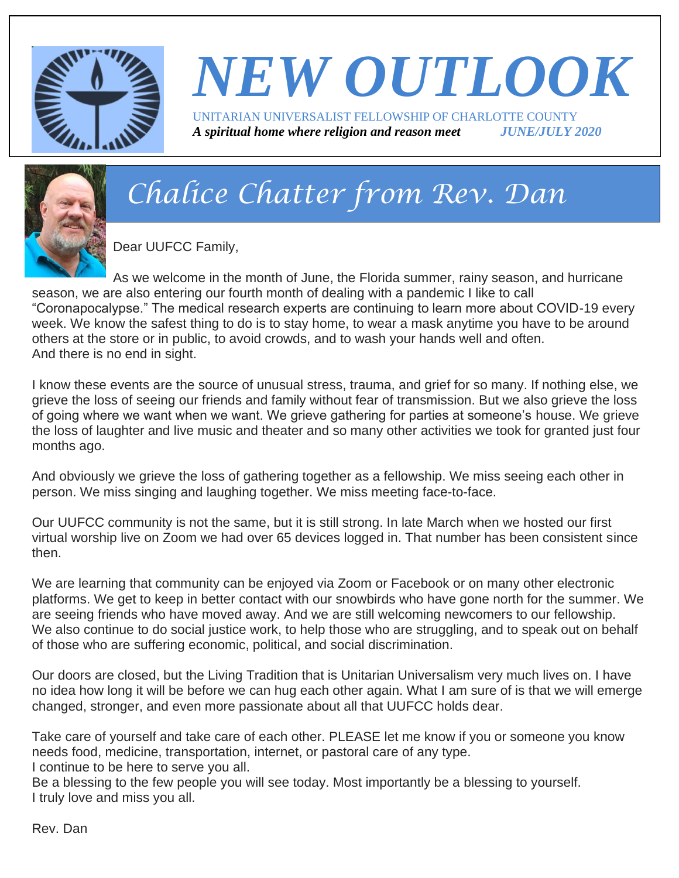# NEW OUTLOOK

UNITARIAN UNIVERSALIST FELLOWSHIP OF CHARLOTTE COUNTY

***A spiritual home where religion and reason meet*** ***JUNE/JULY 2020***

## Chalice Chatter from Rev. Dan

Dear UUFCC Family,

As we welcome in the month of June, the Florida summer, rainy season, and hurricane season, we are also entering our fourth month of dealing with a pandemic I like to call "Coronapocalypse." The medical research experts are continuing to learn more about COVID-19 every week. We know the safest thing to do is to stay home, to wear a mask anytime you have to be around others at the store or in public, to avoid crowds, and to wash your hands well and often. And there is no end in sight.

I know these events are the source of unusual stress, trauma, and grief for so many. If nothing else, we grieve the loss of seeing our friends and family without fear of transmission. But we also grieve the loss of going where we want when we want. We grieve gathering for parties at someone's house. We grieve the loss of laughter and live music and theater and so many other activities we took for granted just four months ago.

And obviously we grieve the loss of gathering together as a fellowship. We miss seeing each other in person. We miss singing and laughing together. We miss meeting face-to-face.

Our UUFCC community is not the same, but it is still strong. In late March when we hosted our first virtual worship live on Zoom we had over 65 devices logged in. That number has been consistent since then.

We are learning that community can be enjoyed via Zoom or Facebook or on many other electronic platforms. We get to keep in better contact with our snowbirds who have gone north for the summer. We are seeing friends who have moved away. And we are still welcoming newcomers to our fellowship. We also continue to do social justice work, to help those who are struggling, and to speak out on behalf of those who are suffering economic, political, and social discrimination.

Our doors are closed, but the Living Tradition that is Unitarian Universalism very much lives on. I have no idea how long it will be before we can hug each other again. What I am sure of is that we will emerge changed, stronger, and even more passionate about all that UUFCC holds dear.

Take care of yourself and take care of each other. PLEASE let me know if you or someone you know needs food, medicine, transportation, internet, or pastoral care of any type.
I continue to be here to serve you all.
Be a blessing to the few people you will see today. Most importantly be a blessing to yourself.
I truly love and miss you all.

Rev. Dan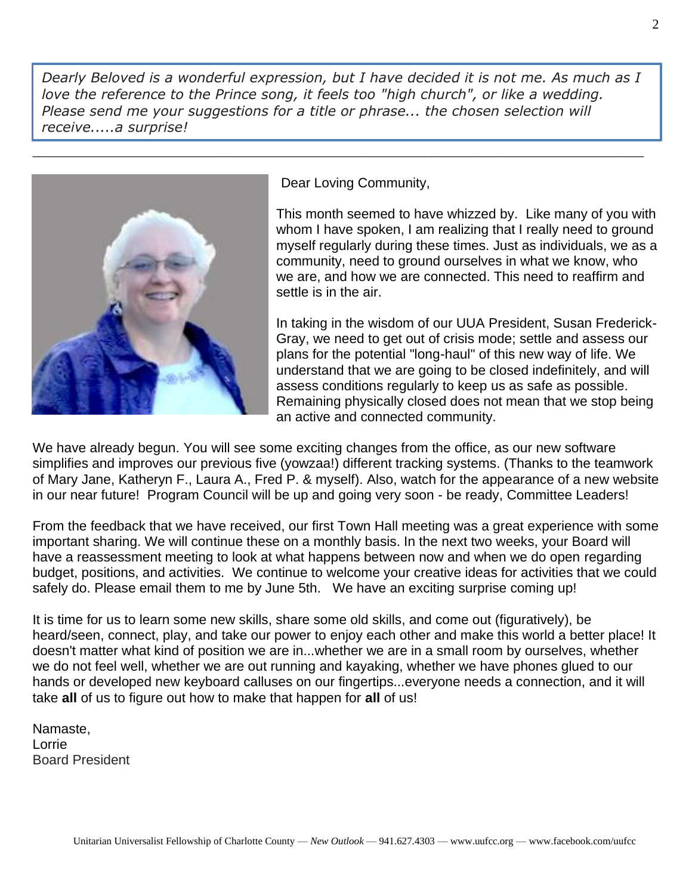*Dearly Beloved is a wonderful expression, but I have decided it is not me. As much as I love the reference to the Prince song, it feels too "high church", or like a wedding. Please send me your suggestions for a title or phrase... the chosen selection will receive.....a surprise!*

---

Dear Loving Community,

This month seemed to have whizzed by. Like many of you with whom I have spoken, I am realizing that I really need to ground myself regularly during these times. Just as individuals, we as a community, need to ground ourselves in what we know, who we are, and how we are connected. This need to reaffirm and settle is in the air.

In taking in the wisdom of our UUA President, Susan Frederick-Gray, we need to get out of crisis mode; settle and assess our plans for the potential "long-haul" of this new way of life. We understand that we are going to be closed indefinitely, and will assess conditions regularly to keep us as safe as possible. Remaining physically closed does not mean that we stop being an active and connected community.

We have already begun. You will see some exciting changes from the office, as our new software simplifies and improves our previous five (yowzaa!) different tracking systems. (Thanks to the teamwork of Mary Jane, Katheryn F., Laura A., Fred P. & myself). Also, watch for the appearance of a new website in our near future! Program Council will be up and going very soon - be ready, Committee Leaders!

From the feedback that we have received, our first Town Hall meeting was a great experience with some important sharing. We will continue these on a monthly basis. In the next two weeks, your Board will have a reassessment meeting to look at what happens between now and when we do open regarding budget, positions, and activities. We continue to welcome your creative ideas for activities that we could safely do. Please email them to me by June 5th. We have an exciting surprise coming up!

It is time for us to learn some new skills, share some old skills, and come out (figuratively), be heard/seen, connect, play, and take our power to enjoy each other and make this world a better place! It doesn't matter what kind of position we are in...whether we are in a small room by ourselves, whether we do not feel well, whether we are out running and kayaking, whether we have phones glued to our hands or developed new keyboard calluses on our fingertips...everyone needs a connection, and it will take **all** of us to figure out how to make that happen for **all** of us!

Namaste,
Lorrie
Board President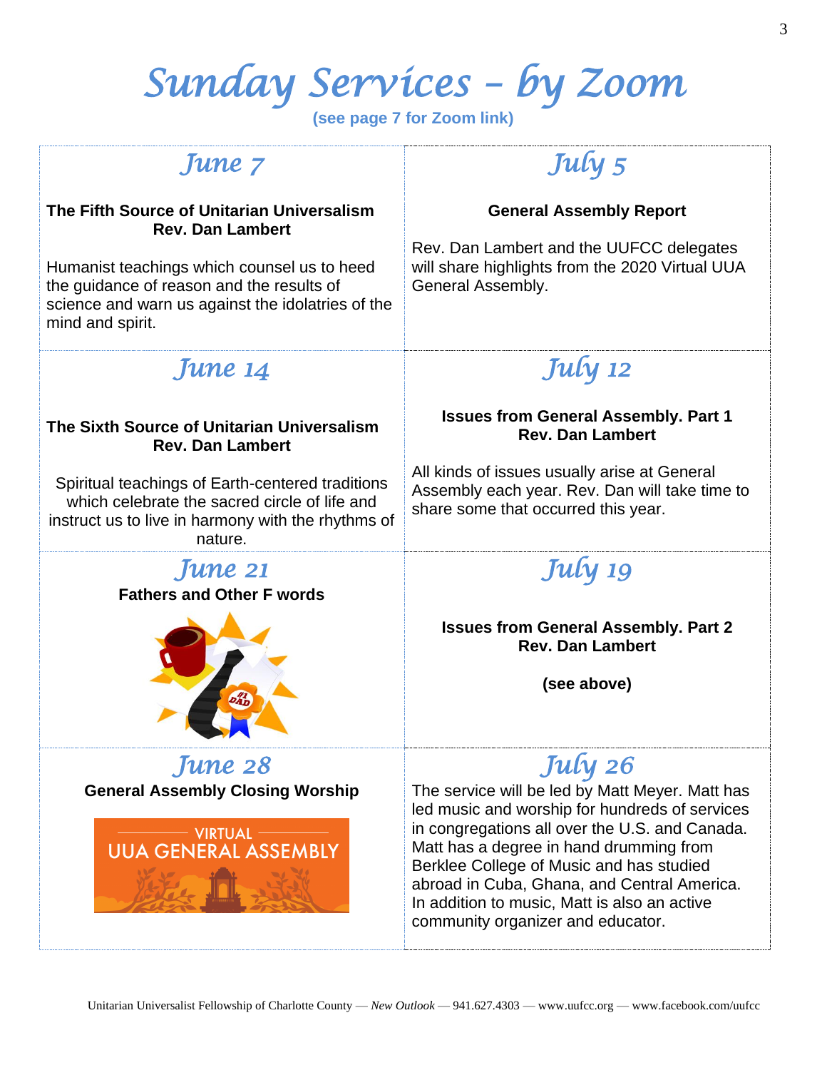# Sunday Services – by Zoom

**(see page 7 for Zoom link)**

## June 7

**The Fifth Source of Unitarian Universalism**
**Rev. Dan Lambert**

Humanist teachings which counsel us to heed the guidance of reason and the results of science and warn us against the idolatries of the mind and spirit.

## June 14

**The Sixth Source of Unitarian Universalism**
**Rev. Dan Lambert**

Spiritual teachings of Earth-centered traditions which celebrate the sacred circle of life and instruct us to live in harmony with the rhythms of nature.

## June 21

**Fathers and Other F words**

## June 28

**General Assembly Closing Worship**

## July 5

**General Assembly Report**

Rev. Dan Lambert and the UUFCC delegates will share highlights from the 2020 Virtual UUA General Assembly.

## July 12

**Issues from General Assembly. Part 1**
**Rev. Dan Lambert**

All kinds of issues usually arise at General Assembly each year. Rev. Dan will take time to share some that occurred this year.

## July 19

**Issues from General Assembly. Part 2**
**Rev. Dan Lambert**

**(see above)**

## July 26

The service will be led by Matt Meyer. Matt has led music and worship for hundreds of services in congregations all over the U.S. and Canada. Matt has a degree in hand drumming from Berklee College of Music and has studied abroad in Cuba, Ghana, and Central America. In addition to music, Matt is also an active community organizer and educator.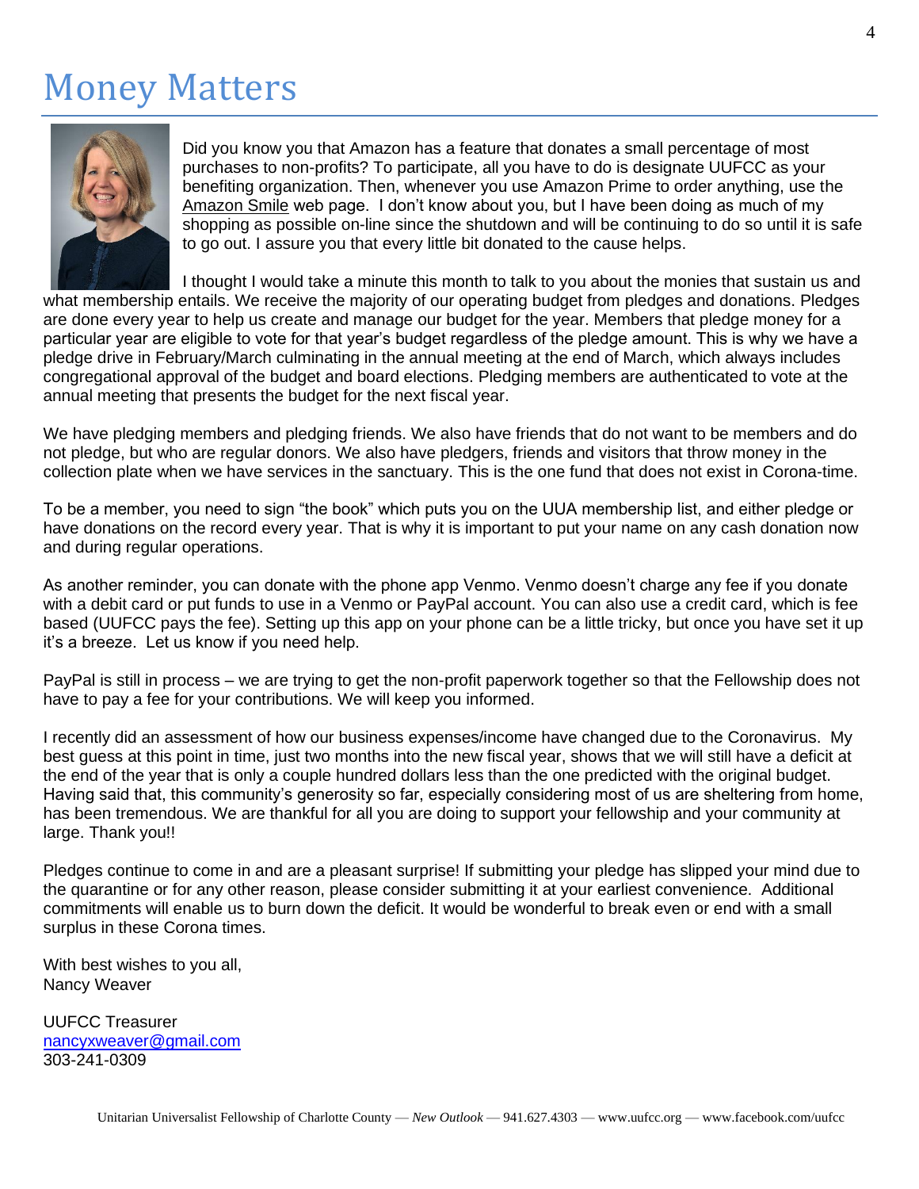# Money Matters

Did you know you that Amazon has a feature that donates a small percentage of most purchases to non-profits? To participate, all you have to do is designate UUFCC as your benefiting organization. Then, whenever you use Amazon Prime to order anything, use the Amazon Smile web page. I don't know about you, but I have been doing as much of my shopping as possible on-line since the shutdown and will be continuing to do so until it is safe to go out. I assure you that every little bit donated to the cause helps.

I thought I would take a minute this month to talk to you about the monies that sustain us and what membership entails. We receive the majority of our operating budget from pledges and donations. Pledges are done every year to help us create and manage our budget for the year. Members that pledge money for a particular year are eligible to vote for that year's budget regardless of the pledge amount. This is why we have a pledge drive in February/March culminating in the annual meeting at the end of March, which always includes congregational approval of the budget and board elections. Pledging members are authenticated to vote at the annual meeting that presents the budget for the next fiscal year.

We have pledging members and pledging friends. We also have friends that do not want to be members and do not pledge, but who are regular donors. We also have pledgers, friends and visitors that throw money in the collection plate when we have services in the sanctuary. This is the one fund that does not exist in Corona-time.

To be a member, you need to sign "the book" which puts you on the UUA membership list, and either pledge or have donations on the record every year. That is why it is important to put your name on any cash donation now and during regular operations.

As another reminder, you can donate with the phone app Venmo. Venmo doesn't charge any fee if you donate with a debit card or put funds to use in a Venmo or PayPal account. You can also use a credit card, which is fee based (UUFCC pays the fee). Setting up this app on your phone can be a little tricky, but once you have set it up it's a breeze. Let us know if you need help.

PayPal is still in process – we are trying to get the non-profit paperwork together so that the Fellowship does not have to pay a fee for your contributions. We will keep you informed.

I recently did an assessment of how our business expenses/income have changed due to the Coronavirus. My best guess at this point in time, just two months into the new fiscal year, shows that we will still have a deficit at the end of the year that is only a couple hundred dollars less than the one predicted with the original budget. Having said that, this community's generosity so far, especially considering most of us are sheltering from home, has been tremendous. We are thankful for all you are doing to support your fellowship and your community at large. Thank you!!

Pledges continue to come in and are a pleasant surprise! If submitting your pledge has slipped your mind due to the quarantine or for any other reason, please consider submitting it at your earliest convenience. Additional commitments will enable us to burn down the deficit. It would be wonderful to break even or end with a small surplus in these Corona times.

With best wishes to you all,
Nancy Weaver

UUFCC Treasurer
nancyxweaver@gmail.com
303-241-0309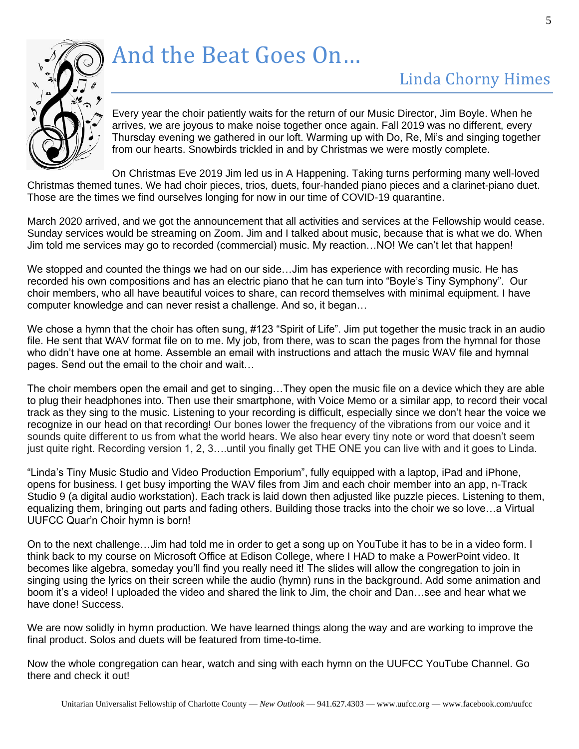# And the Beat Goes On…

## Linda Chorny Himes

Every year the choir patiently waits for the return of our Music Director, Jim Boyle. When he arrives, we are joyous to make noise together once again. Fall 2019 was no different, every Thursday evening we gathered in our loft. Warming up with Do, Re, Mi's and singing together from our hearts. Snowbirds trickled in and by Christmas we were mostly complete.

On Christmas Eve 2019 Jim led us in A Happening. Taking turns performing many well-loved Christmas themed tunes. We had choir pieces, trios, duets, four-handed piano pieces and a clarinet-piano duet. Those are the times we find ourselves longing for now in our time of COVID-19 quarantine.

March 2020 arrived, and we got the announcement that all activities and services at the Fellowship would cease. Sunday services would be streaming on Zoom. Jim and I talked about music, because that is what we do. When Jim told me services may go to recorded (commercial) music. My reaction…NO! We can't let that happen!

We stopped and counted the things we had on our side…Jim has experience with recording music. He has recorded his own compositions and has an electric piano that he can turn into "Boyle's Tiny Symphony". Our choir members, who all have beautiful voices to share, can record themselves with minimal equipment. I have computer knowledge and can never resist a challenge. And so, it began…

We chose a hymn that the choir has often sung, #123 "Spirit of Life". Jim put together the music track in an audio file. He sent that WAV format file on to me. My job, from there, was to scan the pages from the hymnal for those who didn't have one at home. Assemble an email with instructions and attach the music WAV file and hymnal pages. Send out the email to the choir and wait…

The choir members open the email and get to singing…They open the music file on a device which they are able to plug their headphones into. Then use their smartphone, with Voice Memo or a similar app, to record their vocal track as they sing to the music. Listening to your recording is difficult, especially since we don't hear the voice we recognize in our head on that recording! Our bones lower the frequency of the vibrations from our voice and it sounds quite different to us from what the world hears. We also hear every tiny note or word that doesn't seem just quite right. Recording version 1, 2, 3….until you finally get THE ONE you can live with and it goes to Linda.

"Linda's Tiny Music Studio and Video Production Emporium", fully equipped with a laptop, iPad and iPhone, opens for business. I get busy importing the WAV files from Jim and each choir member into an app, n-Track Studio 9 (a digital audio workstation). Each track is laid down then adjusted like puzzle pieces. Listening to them, equalizing them, bringing out parts and fading others. Building those tracks into the choir we so love…a Virtual UUFCC Quar'n Choir hymn is born!

On to the next challenge…Jim had told me in order to get a song up on YouTube it has to be in a video form. I think back to my course on Microsoft Office at Edison College, where I HAD to make a PowerPoint video. It becomes like algebra, someday you'll find you really need it! The slides will allow the congregation to join in singing using the lyrics on their screen while the audio (hymn) runs in the background. Add some animation and boom it's a video! I uploaded the video and shared the link to Jim, the choir and Dan…see and hear what we have done! Success.

We are now solidly in hymn production. We have learned things along the way and are working to improve the final product. Solos and duets will be featured from time-to-time.

Now the whole congregation can hear, watch and sing with each hymn on the UUFCC YouTube Channel. Go there and check it out!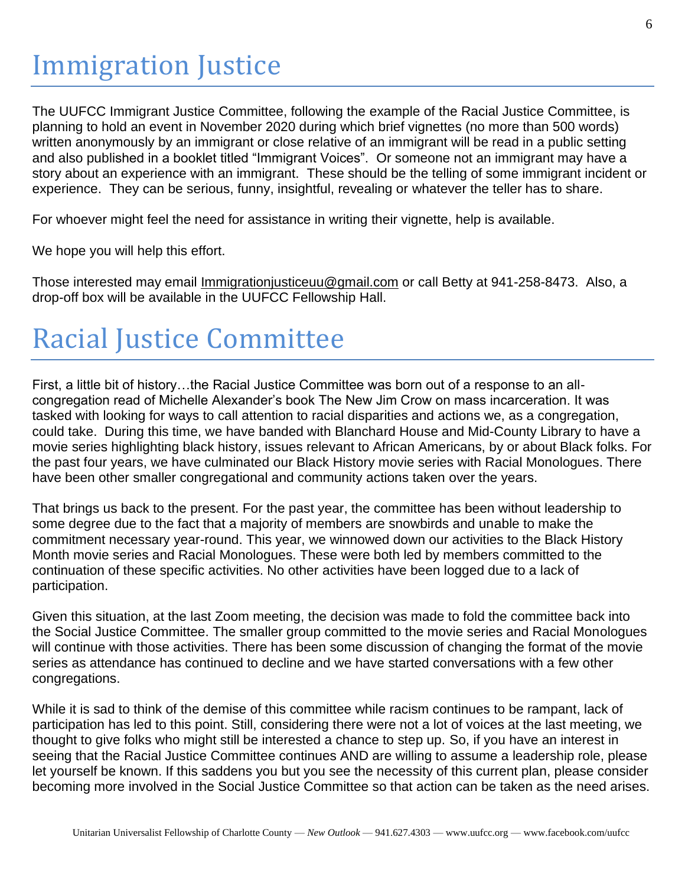# Immigration Justice

The UUFCC Immigrant Justice Committee, following the example of the Racial Justice Committee, is planning to hold an event in November 2020 during which brief vignettes (no more than 500 words) written anonymously by an immigrant or close relative of an immigrant will be read in a public setting and also published in a booklet titled "Immigrant Voices". Or someone not an immigrant may have a story about an experience with an immigrant. These should be the telling of some immigrant incident or experience. They can be serious, funny, insightful, revealing or whatever the teller has to share.

For whoever might feel the need for assistance in writing their vignette, help is available.

We hope you will help this effort.

Those interested may email Immigrationjusticeuu@gmail.com or call Betty at 941-258-8473. Also, a drop-off box will be available in the UUFCC Fellowship Hall.

# Racial Justice Committee

First, a little bit of history…the Racial Justice Committee was born out of a response to an all-congregation read of Michelle Alexander's book The New Jim Crow on mass incarceration. It was tasked with looking for ways to call attention to racial disparities and actions we, as a congregation, could take. During this time, we have banded with Blanchard House and Mid-County Library to have a movie series highlighting black history, issues relevant to African Americans, by or about Black folks. For the past four years, we have culminated our Black History movie series with Racial Monologues. There have been other smaller congregational and community actions taken over the years.

That brings us back to the present. For the past year, the committee has been without leadership to some degree due to the fact that a majority of members are snowbirds and unable to make the commitment necessary year-round. This year, we winnowed down our activities to the Black History Month movie series and Racial Monologues. These were both led by members committed to the continuation of these specific activities. No other activities have been logged due to a lack of participation.

Given this situation, at the last Zoom meeting, the decision was made to fold the committee back into the Social Justice Committee. The smaller group committed to the movie series and Racial Monologues will continue with those activities. There has been some discussion of changing the format of the movie series as attendance has continued to decline and we have started conversations with a few other congregations.

While it is sad to think of the demise of this committee while racism continues to be rampant, lack of participation has led to this point. Still, considering there were not a lot of voices at the last meeting, we thought to give folks who might still be interested a chance to step up. So, if you have an interest in seeing that the Racial Justice Committee continues AND are willing to assume a leadership role, please let yourself be known. If this saddens you but you see the necessity of this current plan, please consider becoming more involved in the Social Justice Committee so that action can be taken as the need arises.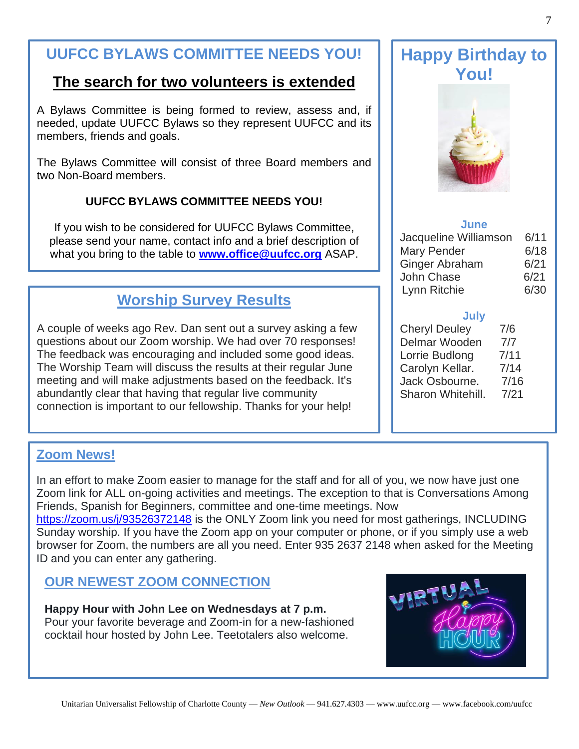## UUFCC BYLAWS COMMITTEE NEEDS YOU!

### The search for two volunteers is extended

A Bylaws Committee is being formed to review, assess and, if needed, update UUFCC Bylaws so they represent UUFCC and its members, friends and goals.

The Bylaws Committee will consist of three Board members and two Non-Board members.

**UUFCC BYLAWS COMMITTEE NEEDS YOU!**

If you wish to be considered for UUFCC Bylaws Committee, please send your name, contact info and a brief description of what you bring to the table to **www.office@uufcc.org** ASAP.

## Worship Survey Results

A couple of weeks ago Rev. Dan sent out a survey asking a few questions about our Zoom worship. We had over 70 responses! The feedback was encouraging and included some good ideas. The Worship Team will discuss the results at their regular June meeting and will make adjustments based on the feedback. It's abundantly clear that having that regular live community connection is important to our fellowship. Thanks for your help!

## Happy Birthday to You!

**June**

| | |
|---|---|
| Jacqueline Williamson | 6/11 |
| Mary Pender | 6/18 |
| Ginger Abraham | 6/21 |
| John Chase | 6/21 |
| Lynn Ritchie | 6/30 |

**July**

| | |
|---|---|
| Cheryl Deuley | 7/6 |
| Delmar Wooden | 7/7 |
| Lorrie Budlong | 7/11 |
| Carolyn Kellar. | 7/14 |
| Jack Osbourne. | 7/16 |
| Sharon Whitehill. | 7/21 |

## Zoom News!

In an effort to make Zoom easier to manage for the staff and for all of you, we now have just one Zoom link for ALL on-going activities and meetings. The exception to that is Conversations Among Friends, Spanish for Beginners, committee and one-time meetings. Now https://zoom.us/j/93526372148 is the ONLY Zoom link you need for most gatherings, INCLUDING Sunday worship. If you have the Zoom app on your computer or phone, or if you simply use a web browser for Zoom, the numbers are all you need. Enter 935 2637 2148 when asked for the Meeting ID and you can enter any gathering.

### OUR NEWEST ZOOM CONNECTION

**Happy Hour with John Lee on Wednesdays at 7 p.m.**
Pour your favorite beverage and Zoom-in for a new-fashioned cocktail hour hosted by John Lee. Teetotalers also welcome.